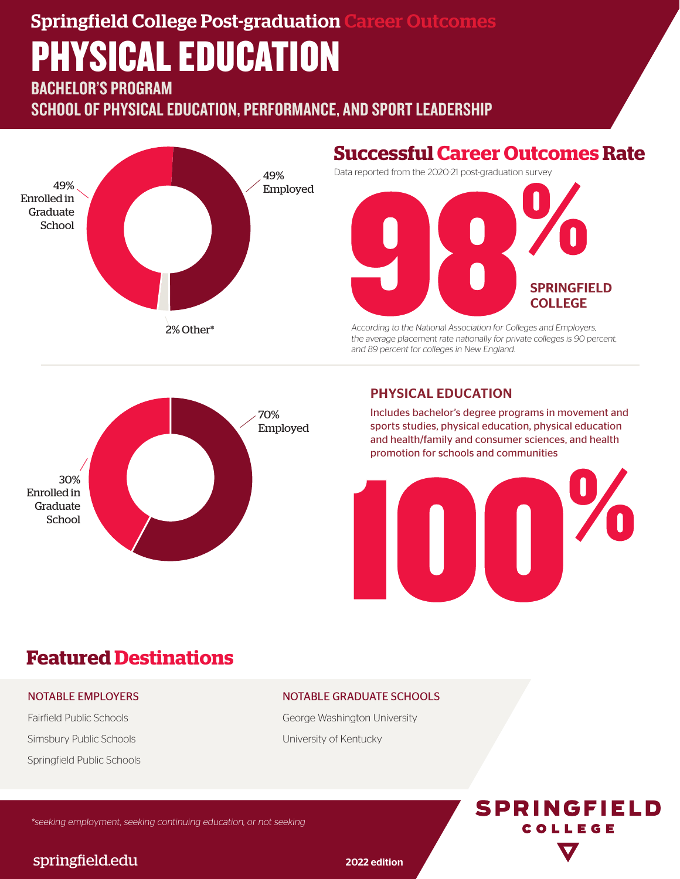# Springfield College Post-graduation Career Outcomes

# PHYSICAL EDUCATION

### BACHELOR'S PROGRAM

### SCHOOL OF PHYSICAL EDUCATION, PERFORMANCE, AND SPORT LEADERSHIP

49% Enrolled in Graduate School

49% Employed

2% Other*

## Successful Career Outcomes Rate

Data reported from the 2020-21 post-graduation survey

**98%** SPRINGFIELD COLLEGE

*According to the National Association for Colleges and Employers, the average placement rate nationally for private colleges is 90 percent, and 89 percent for colleges in New England.*

70% Employed

30% Enrolled in Graduate School

### PHYSICAL EDUCATION

Includes bachelor's degree programs in movement and sports studies, physical education, physical education and health/family and consumer sciences, and health promotion for schools and communities

**100%**

## Featured Destinations

### NOTABLE EMPLOYERS

Fairfield Public Schools

Simsbury Public Schools

Springfield Public Schools

### NOTABLE GRADUATE SCHOOLS

George Washington University

University of Kentucky

*\*seeking employment, seeking continuing education, or not seeking*

springfield.edu

2022 edition

SPRINGFIELD COLLEGE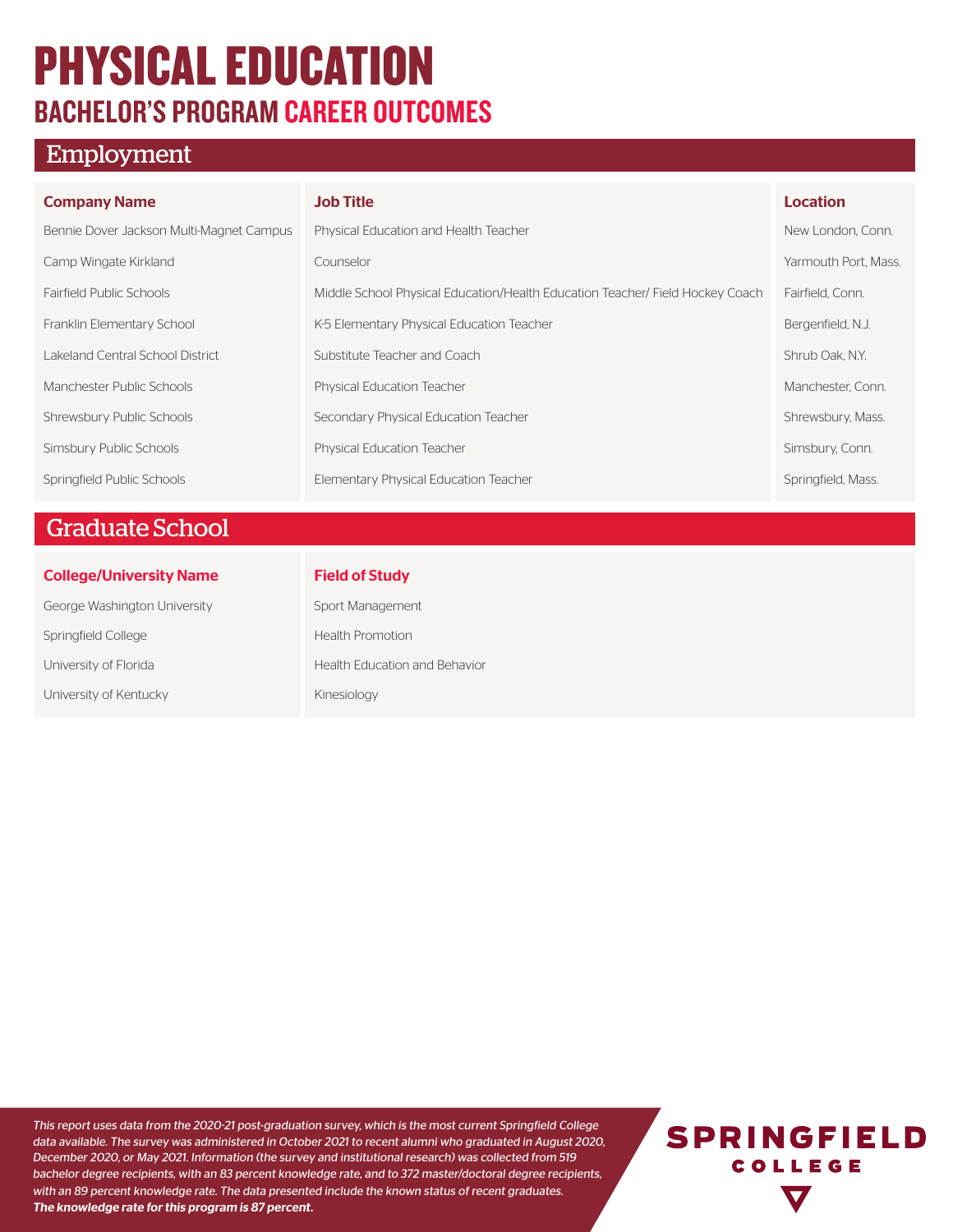# PHYSICAL EDUCATION

## BACHELOR'S PROGRAM CAREER OUTCOMES

## Employment

| Company Name | Job Title | Location |
|---|---|---|
| Bennie Dover Jackson Multi-Magnet Campus | Physical Education and Health Teacher | New London, Conn. |
| Camp Wingate Kirkland | Counselor | Yarmouth Port, Mass. |
| Fairfield Public Schools | Middle School Physical Education/Health Education Teacher/ Field Hockey Coach | Fairfield, Conn. |
| Franklin Elementary School | K-5 Elementary Physical Education Teacher | Bergenfield, N.J. |
| Lakeland Central School District | Substitute Teacher and Coach | Shrub Oak, N.Y. |
| Manchester Public Schools | Physical Education Teacher | Manchester, Conn. |
| Shrewsbury Public Schools | Secondary Physical Education Teacher | Shrewsbury, Mass. |
| Simsbury Public Schools | Physical Education Teacher | Simsbury, Conn. |
| Springfield Public Schools | Elementary Physical Education Teacher | Springfield, Mass. |

## Graduate School

| College/University Name | Field of Study |
|---|---|
| George Washington University | Sport Management |
| Springfield College | Health Promotion |
| University of Florida | Health Education and Behavior |
| University of Kentucky | Kinesiology |

*This report uses data from the 2020-21 post-graduation survey, which is the most current Springfield College data available. The survey was administered in October 2021 to recent alumni who graduated in August 2020, December 2020, or May 2021. Information (the survey and institutional research) was collected from 519 bachelor degree recipients, with an 83 percent knowledge rate, and to 372 master/doctoral degree recipients, with an 89 percent knowledge rate. The data presented include the known status of recent graduates.*
***The knowledge rate for this program is 87 percent.***

SPRINGFIELD COLLEGE